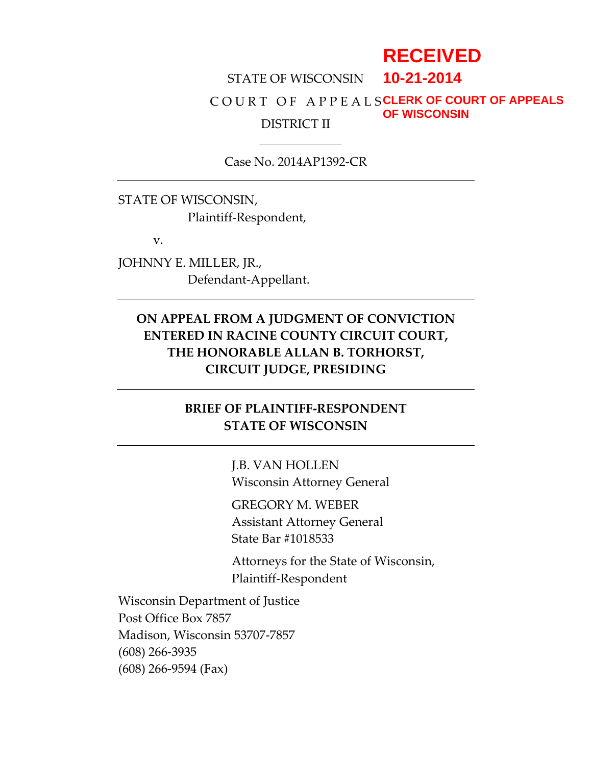RECEIVED
10-21-2014
CLERK OF COURT OF APPEALS
OF WISCONSIN

STATE OF WISCONSIN

COURT OF APPEALS

DISTRICT II

---

Case No. 2014AP1392-CR

---

STATE OF WISCONSIN,
Plaintiff-Respondent,

v.

JOHNNY E. MILLER, JR.,
Defendant-Appellant.

---

**ON APPEAL FROM A JUDGMENT OF CONVICTION ENTERED IN RACINE COUNTY CIRCUIT COURT, THE HONORABLE ALLAN B. TORHORST, CIRCUIT JUDGE, PRESIDING**

---

**BRIEF OF PLAINTIFF-RESPONDENT STATE OF WISCONSIN**

---

J.B. VAN HOLLEN
Wisconsin Attorney General

GREGORY M. WEBER
Assistant Attorney General
State Bar #1018533

Attorneys for the State of Wisconsin,
Plaintiff-Respondent

Wisconsin Department of Justice
Post Office Box 7857
Madison, Wisconsin 53707-7857
(608) 266-3935
(608) 266-9594 (Fax)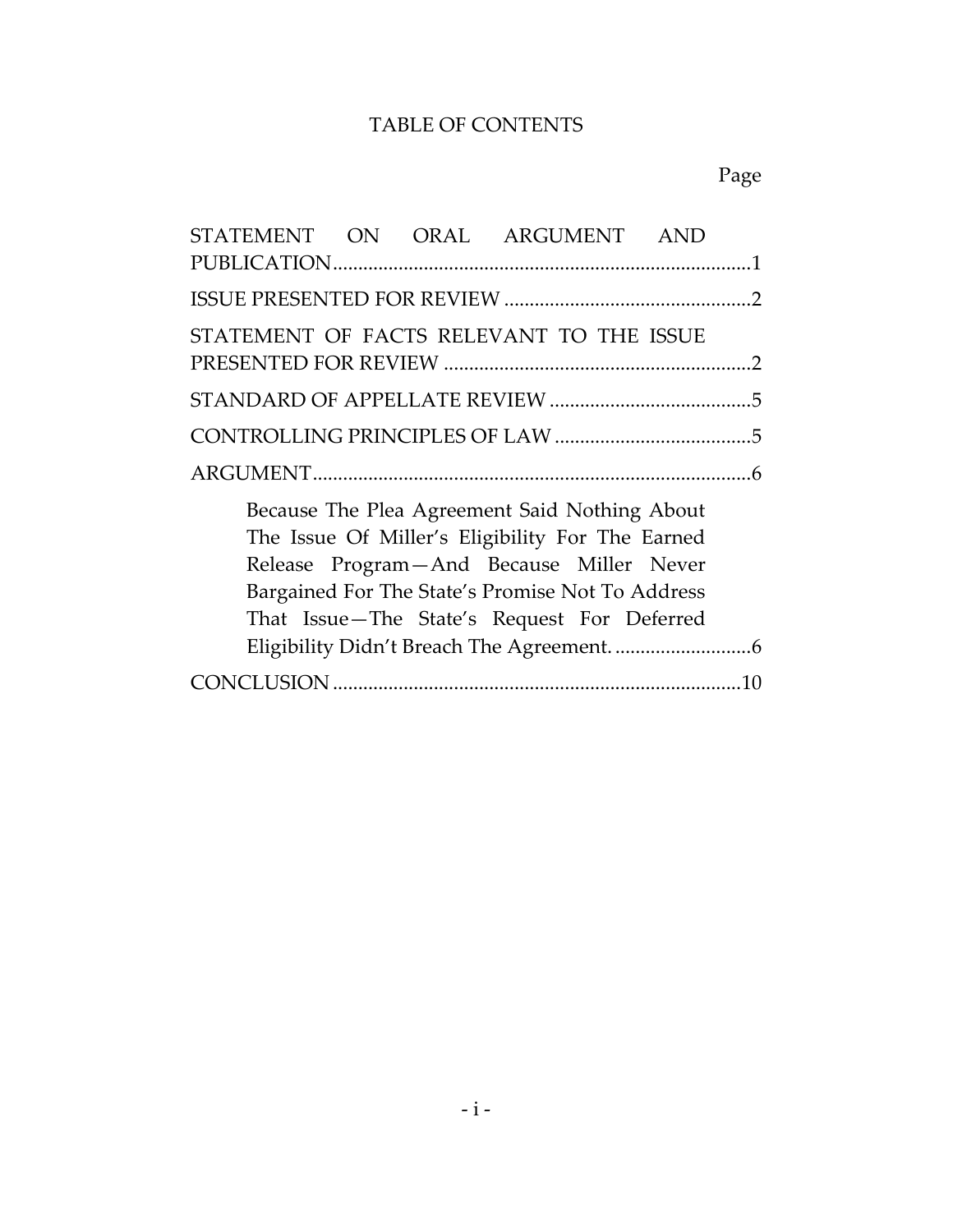# TABLE OF CONTENTS

Page

STATEMENT ON ORAL ARGUMENT AND PUBLICATION....1

ISSUE PRESENTED FOR REVIEW....2

STATEMENT OF FACTS RELEVANT TO THE ISSUE PRESENTED FOR REVIEW....2

STANDARD OF APPELLATE REVIEW....5

CONTROLLING PRINCIPLES OF LAW....5

ARGUMENT....6

> Because The Plea Agreement Said Nothing About The Issue Of Miller's Eligibility For The Earned Release Program—And Because Miller Never Bargained For The State's Promise Not To Address That Issue—The State's Request For Deferred Eligibility Didn't Breach The Agreement....6

CONCLUSION....10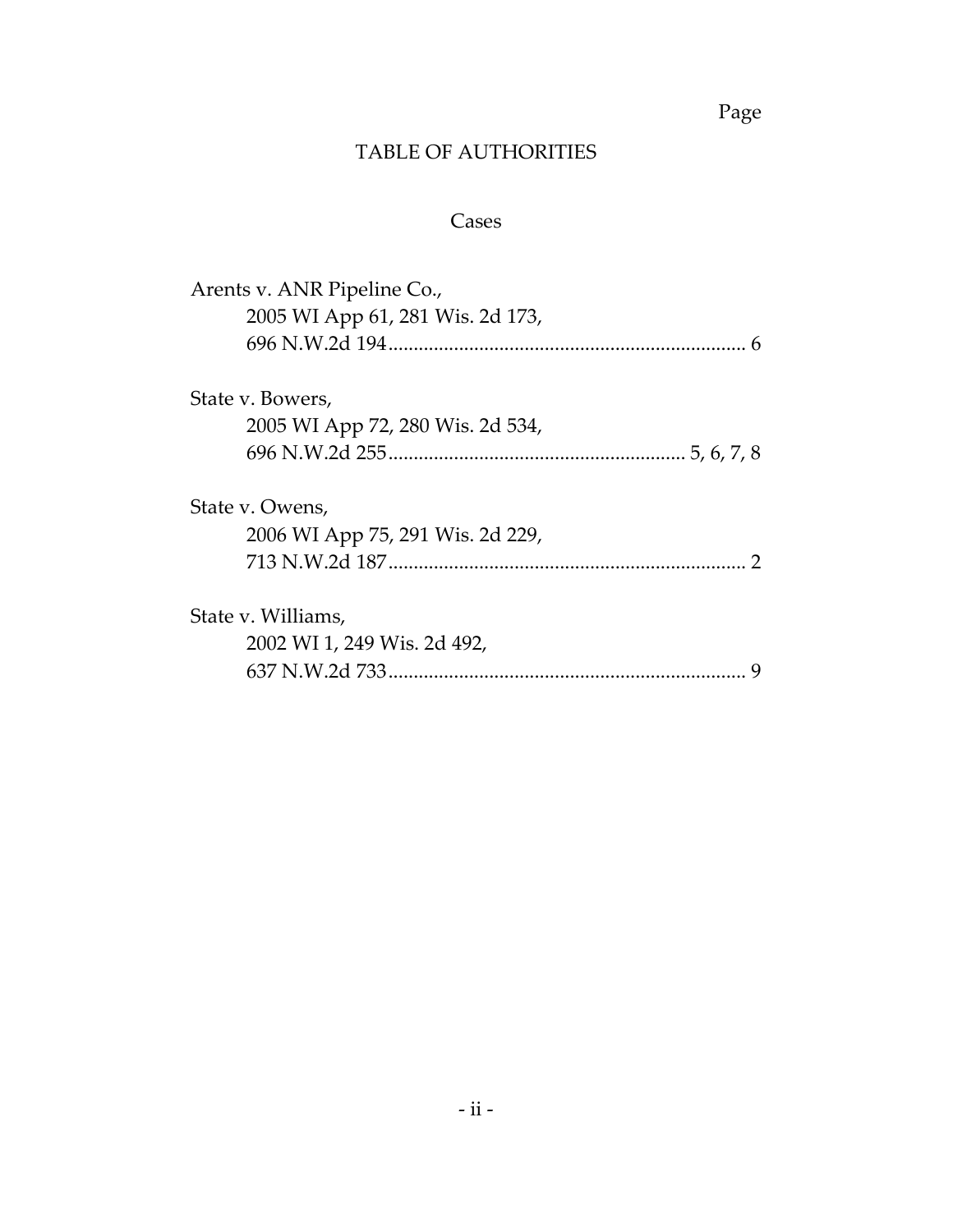Page

# TABLE OF AUTHORITIES

## Cases

Arents v. ANR Pipeline Co.,
2005 WI App 61, 281 Wis. 2d 173,
696 N.W.2d 194....................................................................... 6

State v. Bowers,
2005 WI App 72, 280 Wis. 2d 534,
696 N.W.2d 255.......................................................... 5, 6, 7, 8

State v. Owens,
2006 WI App 75, 291 Wis. 2d 229,
713 N.W.2d 187....................................................................... 2

State v. Williams,
2002 WI 1, 249 Wis. 2d 492,
637 N.W.2d 733....................................................................... 9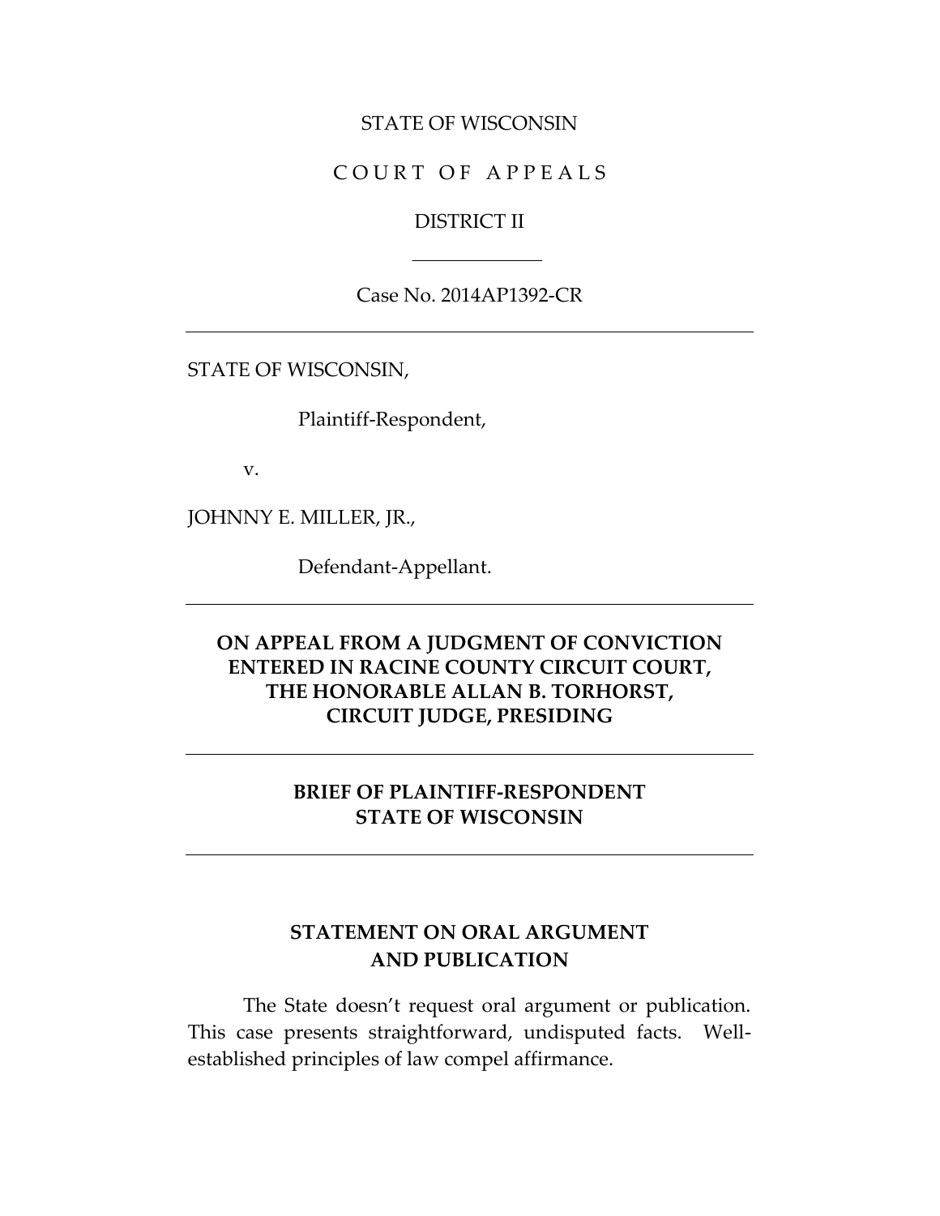STATE OF WISCONSIN

C O U R T  O F  A P P E A L S

DISTRICT II

---

Case No. 2014AP1392-CR

---

STATE OF WISCONSIN,

Plaintiff-Respondent,

v.

JOHNNY E. MILLER, JR.,

Defendant-Appellant.

---

**ON APPEAL FROM A JUDGMENT OF CONVICTION ENTERED IN RACINE COUNTY CIRCUIT COURT, THE HONORABLE ALLAN B. TORHORST, CIRCUIT JUDGE, PRESIDING**

---

**BRIEF OF PLAINTIFF-RESPONDENT STATE OF WISCONSIN**

---

## STATEMENT ON ORAL ARGUMENT AND PUBLICATION

The State doesn't request oral argument or publication. This case presents straightforward, undisputed facts. Well-established principles of law compel affirmance.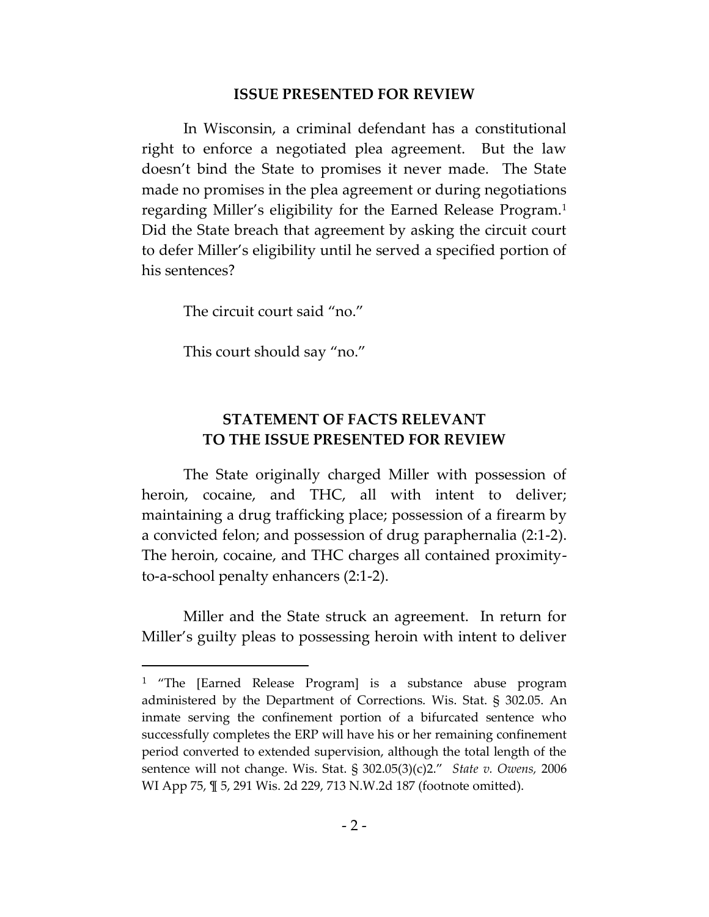## ISSUE PRESENTED FOR REVIEW

In Wisconsin, a criminal defendant has a constitutional right to enforce a negotiated plea agreement. But the law doesn't bind the State to promises it never made. The State made no promises in the plea agreement or during negotiations regarding Miller's eligibility for the Earned Release Program.[1] Did the State breach that agreement by asking the circuit court to defer Miller's eligibility until he served a specified portion of his sentences?

The circuit court said "no."

This court should say "no."

## STATEMENT OF FACTS RELEVANT TO THE ISSUE PRESENTED FOR REVIEW

The State originally charged Miller with possession of heroin, cocaine, and THC, all with intent to deliver; maintaining a drug trafficking place; possession of a firearm by a convicted felon; and possession of drug paraphernalia (2:1-2). The heroin, cocaine, and THC charges all contained proximity-to-a-school penalty enhancers (2:1-2).

Miller and the State struck an agreement. In return for Miller's guilty pleas to possessing heroin with intent to deliver

[1] "The [Earned Release Program] is a substance abuse program administered by the Department of Corrections. Wis. Stat. § 302.05. An inmate serving the confinement portion of a bifurcated sentence who successfully completes the ERP will have his or her remaining confinement period converted to extended supervision, although the total length of the sentence will not change. Wis. Stat. § 302.05(3)(c)2." *State v. Owens,* 2006 WI App 75, ¶ 5, 291 Wis. 2d 229, 713 N.W.2d 187 (footnote omitted).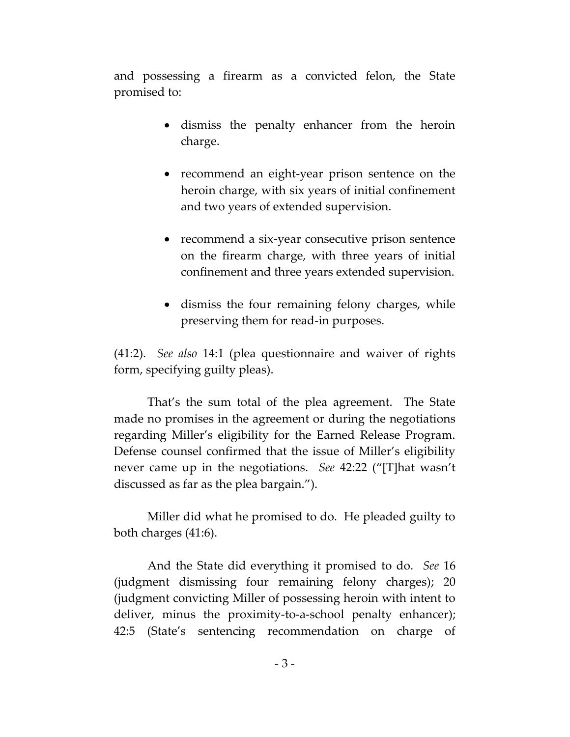and possessing a firearm as a convicted felon, the State promised to:

- dismiss the penalty enhancer from the heroin charge.
- recommend an eight-year prison sentence on the heroin charge, with six years of initial confinement and two years of extended supervision.
- recommend a six-year consecutive prison sentence on the firearm charge, with three years of initial confinement and three years extended supervision.
- dismiss the four remaining felony charges, while preserving them for read-in purposes.

(41:2). *See also* 14:1 (plea questionnaire and waiver of rights form, specifying guilty pleas).

That's the sum total of the plea agreement. The State made no promises in the agreement or during the negotiations regarding Miller's eligibility for the Earned Release Program. Defense counsel confirmed that the issue of Miller's eligibility never came up in the negotiations. *See* 42:22 ("[T]hat wasn't discussed as far as the plea bargain.").

Miller did what he promised to do. He pleaded guilty to both charges (41:6).

And the State did everything it promised to do. *See* 16 (judgment dismissing four remaining felony charges); 20 (judgment convicting Miller of possessing heroin with intent to deliver, minus the proximity-to-a-school penalty enhancer); 42:5 (State's sentencing recommendation on charge of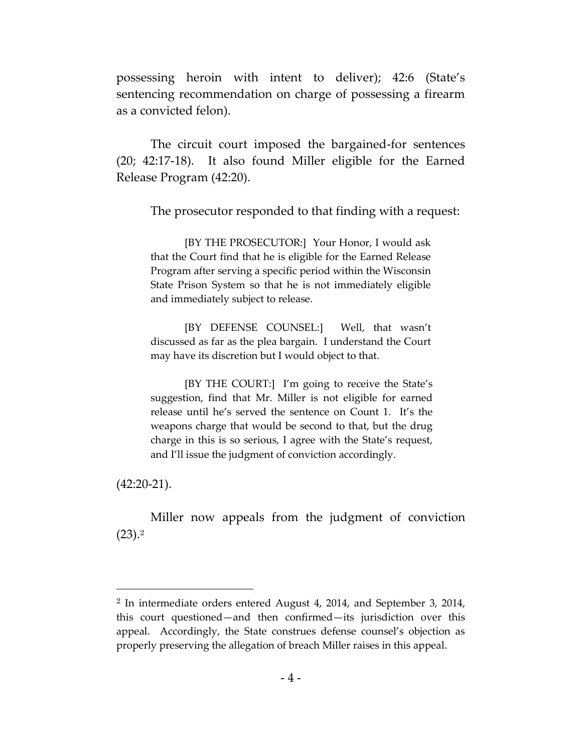possessing heroin with intent to deliver); 42:6 (State's sentencing recommendation on charge of possessing a firearm as a convicted felon).

The circuit court imposed the bargained-for sentences (20; 42:17-18). It also found Miller eligible for the Earned Release Program (42:20).

The prosecutor responded to that finding with a request:

> [BY THE PROSECUTOR:] Your Honor, I would ask that the Court find that he is eligible for the Earned Release Program after serving a specific period within the Wisconsin State Prison System so that he is not immediately eligible and immediately subject to release.
>
> [BY DEFENSE COUNSEL:] Well, that wasn't discussed as far as the plea bargain. I understand the Court may have its discretion but I would object to that.
>
> [BY THE COURT:] I'm going to receive the State's suggestion, find that Mr. Miller is not eligible for earned release until he's served the sentence on Count 1. It's the weapons charge that would be second to that, but the drug charge in this is so serious, I agree with the State's request, and I'll issue the judgment of conviction accordingly.

(42:20-21).

Miller now appeals from the judgment of conviction (23).[2]

---

[2] In intermediate orders entered August 4, 2014, and September 3, 2014, this court questioned—and then confirmed—its jurisdiction over this appeal. Accordingly, the State construes defense counsel's objection as properly preserving the allegation of breach Miller raises in this appeal.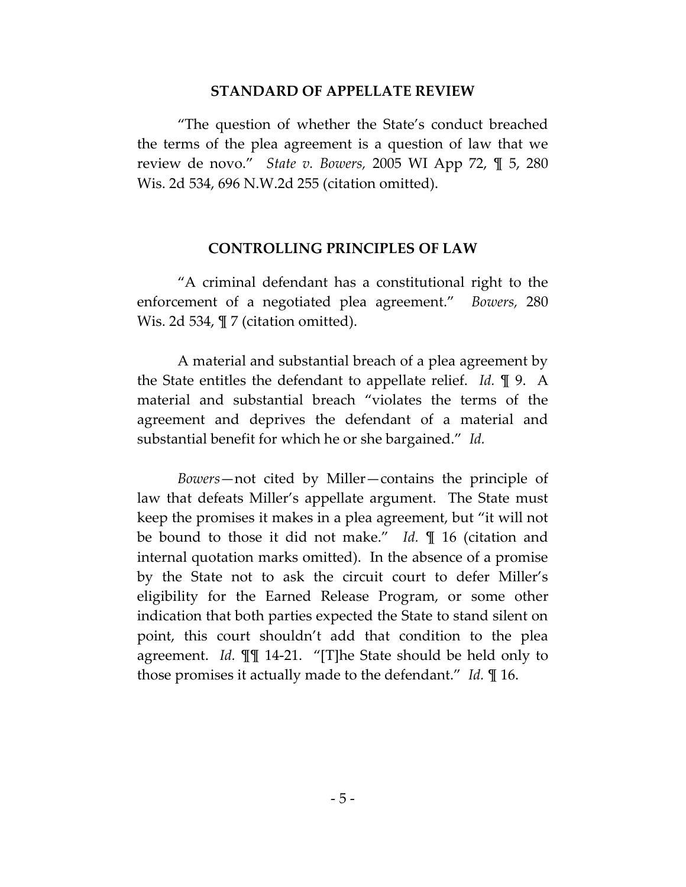## STANDARD OF APPELLATE REVIEW

"The question of whether the State's conduct breached the terms of the plea agreement is a question of law that we review de novo." *State v. Bowers*, 2005 WI App 72, ¶ 5, 280 Wis. 2d 534, 696 N.W.2d 255 (citation omitted).

## CONTROLLING PRINCIPLES OF LAW

"A criminal defendant has a constitutional right to the enforcement of a negotiated plea agreement." *Bowers*, 280 Wis. 2d 534, ¶ 7 (citation omitted).

A material and substantial breach of a plea agreement by the State entitles the defendant to appellate relief. *Id.* ¶ 9. A material and substantial breach "violates the terms of the agreement and deprives the defendant of a material and substantial benefit for which he or she bargained." *Id.*

*Bowers*—not cited by Miller—contains the principle of law that defeats Miller's appellate argument. The State must keep the promises it makes in a plea agreement, but "it will not be bound to those it did not make." *Id.* ¶ 16 (citation and internal quotation marks omitted). In the absence of a promise by the State not to ask the circuit court to defer Miller's eligibility for the Earned Release Program, or some other indication that both parties expected the State to stand silent on point, this court shouldn't add that condition to the plea agreement. *Id.* ¶¶ 14-21. "[T]he State should be held only to those promises it actually made to the defendant." *Id.* ¶ 16.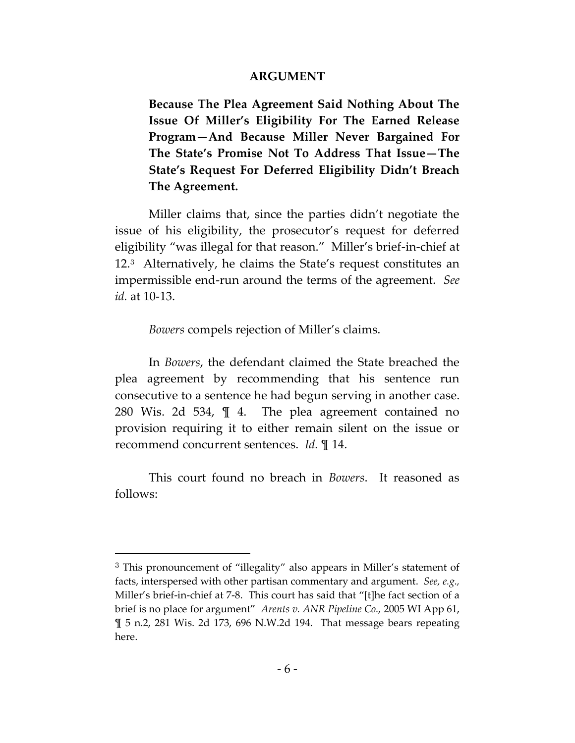## ARGUMENT

**Because The Plea Agreement Said Nothing About The Issue Of Miller's Eligibility For The Earned Release Program—And Because Miller Never Bargained For The State's Promise Not To Address That Issue—The State's Request For Deferred Eligibility Didn't Breach The Agreement.**

Miller claims that, since the parties didn't negotiate the issue of his eligibility, the prosecutor's request for deferred eligibility "was illegal for that reason." Miller's brief-in-chief at 12.[3] Alternatively, he claims the State's request constitutes an impermissible end-run around the terms of the agreement. *See id.* at 10-13.

*Bowers* compels rejection of Miller's claims.

In *Bowers*, the defendant claimed the State breached the plea agreement by recommending that his sentence run consecutive to a sentence he had begun serving in another case. 280 Wis. 2d 534, ¶ 4. The plea agreement contained no provision requiring it to either remain silent on the issue or recommend concurrent sentences. *Id.* ¶ 14.

This court found no breach in *Bowers*. It reasoned as follows:

---

[3] This pronouncement of "illegality" also appears in Miller's statement of facts, interspersed with other partisan commentary and argument. *See, e.g.,* Miller's brief-in-chief at 7-8. This court has said that "[t]he fact section of a brief is no place for argument" *Arents v. ANR Pipeline Co.,* 2005 WI App 61, ¶ 5 n.2, 281 Wis. 2d 173, 696 N.W.2d 194. That message bears repeating here.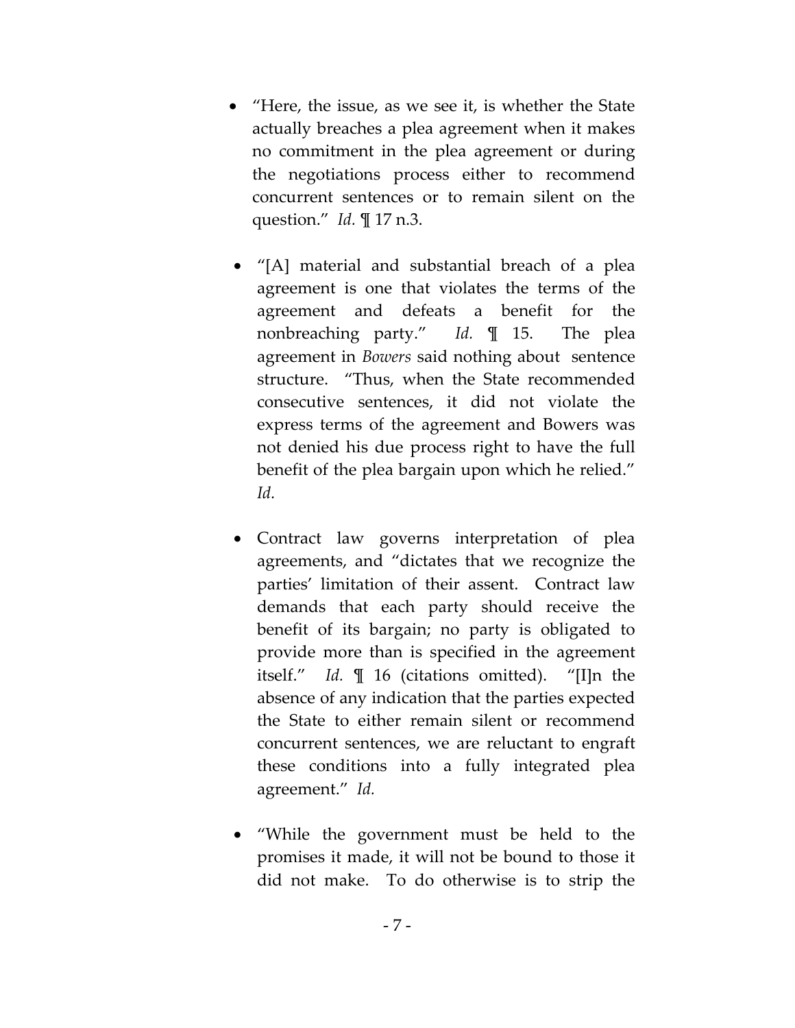- "Here, the issue, as we see it, is whether the State actually breaches a plea agreement when it makes no commitment in the plea agreement or during the negotiations process either to recommend concurrent sentences or to remain silent on the question." *Id.* ¶ 17 n.3.

- "[A] material and substantial breach of a plea agreement is one that violates the terms of the agreement and defeats a benefit for the nonbreaching party." *Id.* ¶ 15. The plea agreement in *Bowers* said nothing about sentence structure. "Thus, when the State recommended consecutive sentences, it did not violate the express terms of the agreement and Bowers was not denied his due process right to have the full benefit of the plea bargain upon which he relied." *Id.*

- Contract law governs interpretation of plea agreements, and "dictates that we recognize the parties' limitation of their assent. Contract law demands that each party should receive the benefit of its bargain; no party is obligated to provide more than is specified in the agreement itself." *Id.* ¶ 16 (citations omitted). "[I]n the absence of any indication that the parties expected the State to either remain silent or recommend concurrent sentences, we are reluctant to engraft these conditions into a fully integrated plea agreement." *Id.*

- "While the government must be held to the promises it made, it will not be bound to those it did not make. To do otherwise is to strip the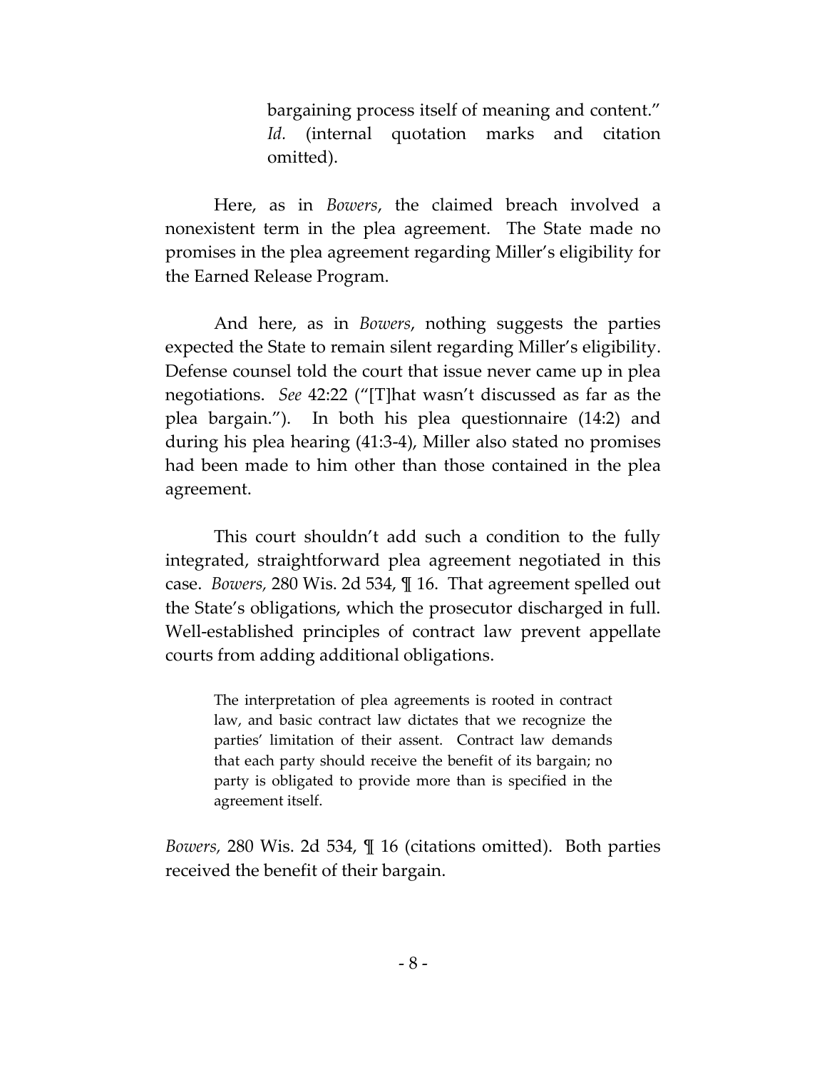> bargaining process itself of meaning and content." *Id.* (internal quotation marks and citation omitted).

Here, as in *Bowers*, the claimed breach involved a nonexistent term in the plea agreement. The State made no promises in the plea agreement regarding Miller's eligibility for the Earned Release Program.

And here, as in *Bowers*, nothing suggests the parties expected the State to remain silent regarding Miller's eligibility. Defense counsel told the court that issue never came up in plea negotiations. *See* 42:22 ("[T]hat wasn't discussed as far as the plea bargain."). In both his plea questionnaire (14:2) and during his plea hearing (41:3-4), Miller also stated no promises had been made to him other than those contained in the plea agreement.

This court shouldn't add such a condition to the fully integrated, straightforward plea agreement negotiated in this case. *Bowers,* 280 Wis. 2d 534, ¶ 16. That agreement spelled out the State's obligations, which the prosecutor discharged in full. Well-established principles of contract law prevent appellate courts from adding additional obligations.

> The interpretation of plea agreements is rooted in contract law, and basic contract law dictates that we recognize the parties' limitation of their assent. Contract law demands that each party should receive the benefit of its bargain; no party is obligated to provide more than is specified in the agreement itself.

*Bowers,* 280 Wis. 2d 534, ¶ 16 (citations omitted). Both parties received the benefit of their bargain.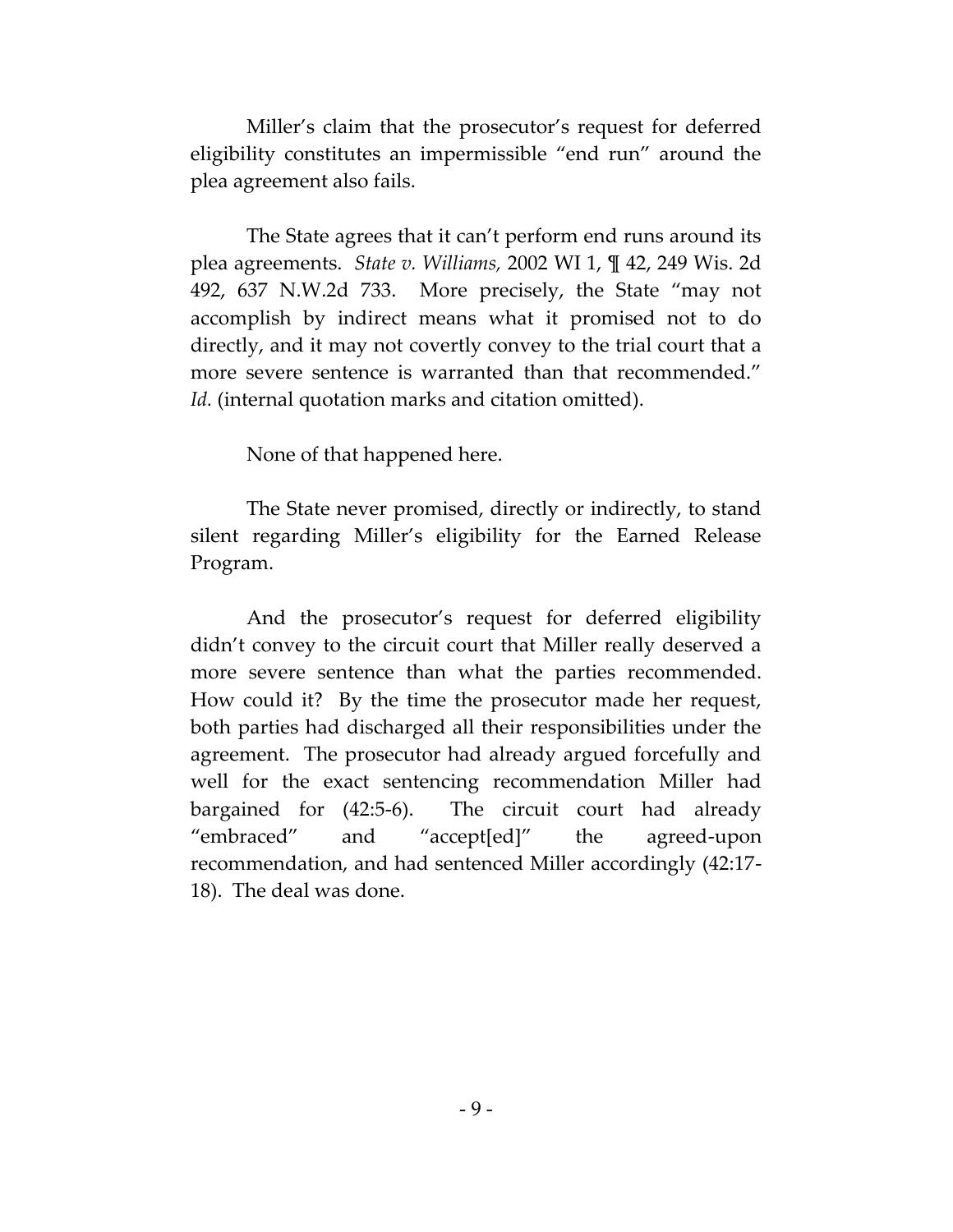Miller's claim that the prosecutor's request for deferred eligibility constitutes an impermissible "end run" around the plea agreement also fails.

The State agrees that it can't perform end runs around its plea agreements. *State v. Williams,* 2002 WI 1, ¶ 42, 249 Wis. 2d 492, 637 N.W.2d 733. More precisely, the State "may not accomplish by indirect means what it promised not to do directly, and it may not covertly convey to the trial court that a more severe sentence is warranted than that recommended." *Id.* (internal quotation marks and citation omitted).

None of that happened here.

The State never promised, directly or indirectly, to stand silent regarding Miller's eligibility for the Earned Release Program.

And the prosecutor's request for deferred eligibility didn't convey to the circuit court that Miller really deserved a more severe sentence than what the parties recommended. How could it? By the time the prosecutor made her request, both parties had discharged all their responsibilities under the agreement. The prosecutor had already argued forcefully and well for the exact sentencing recommendation Miller had bargained for (42:5-6). The circuit court had already "embraced" and "accept[ed]" the agreed-upon recommendation, and had sentenced Miller accordingly (42:17-18). The deal was done.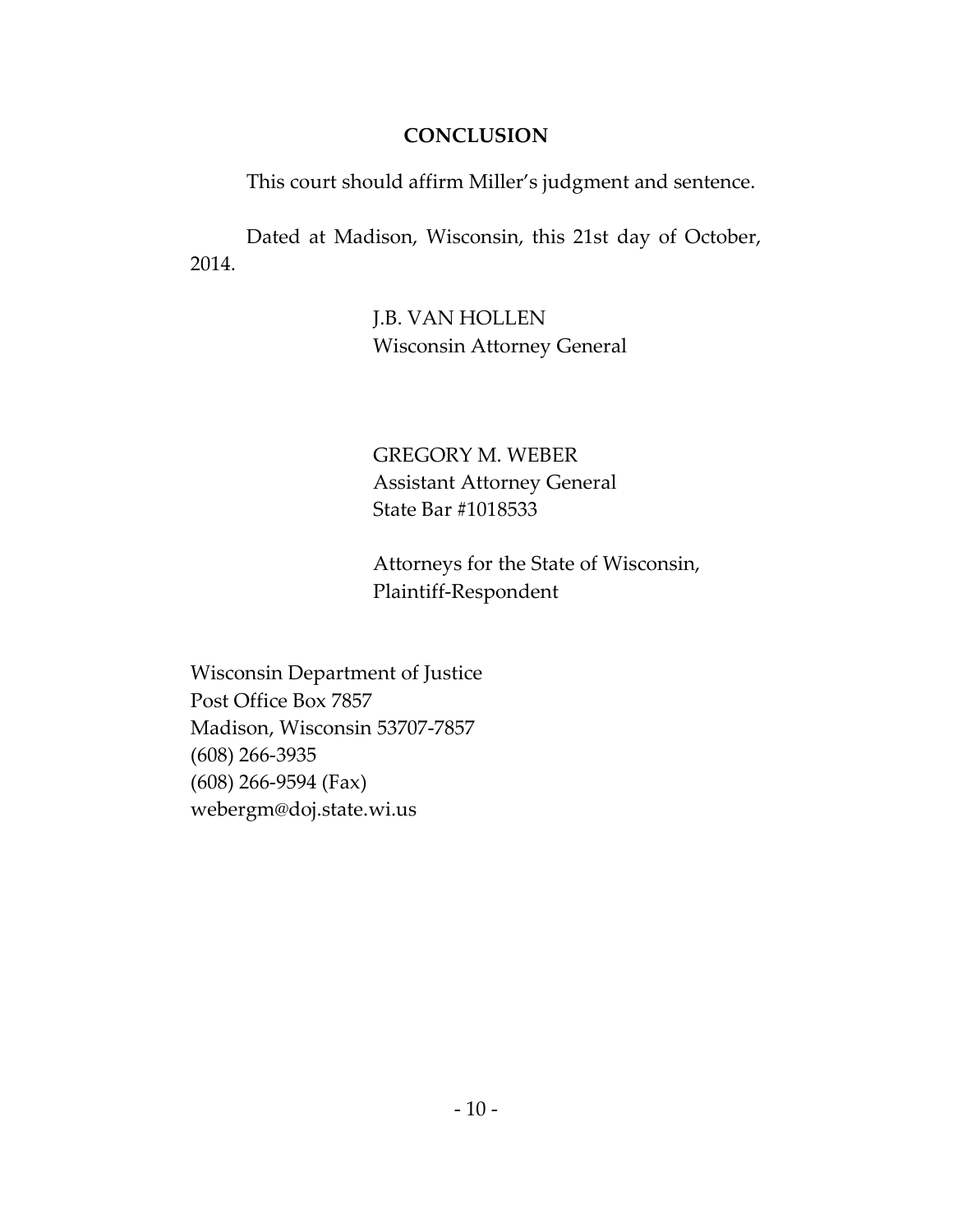## CONCLUSION

This court should affirm Miller's judgment and sentence.

Dated at Madison, Wisconsin, this 21st day of October, 2014.

J.B. VAN HOLLEN
Wisconsin Attorney General

GREGORY M. WEBER
Assistant Attorney General
State Bar #1018533

Attorneys for the State of Wisconsin,
Plaintiff-Respondent

Wisconsin Department of Justice
Post Office Box 7857
Madison, Wisconsin 53707-7857
(608) 266-3935
(608) 266-9594 (Fax)
webergm@doj.state.wi.us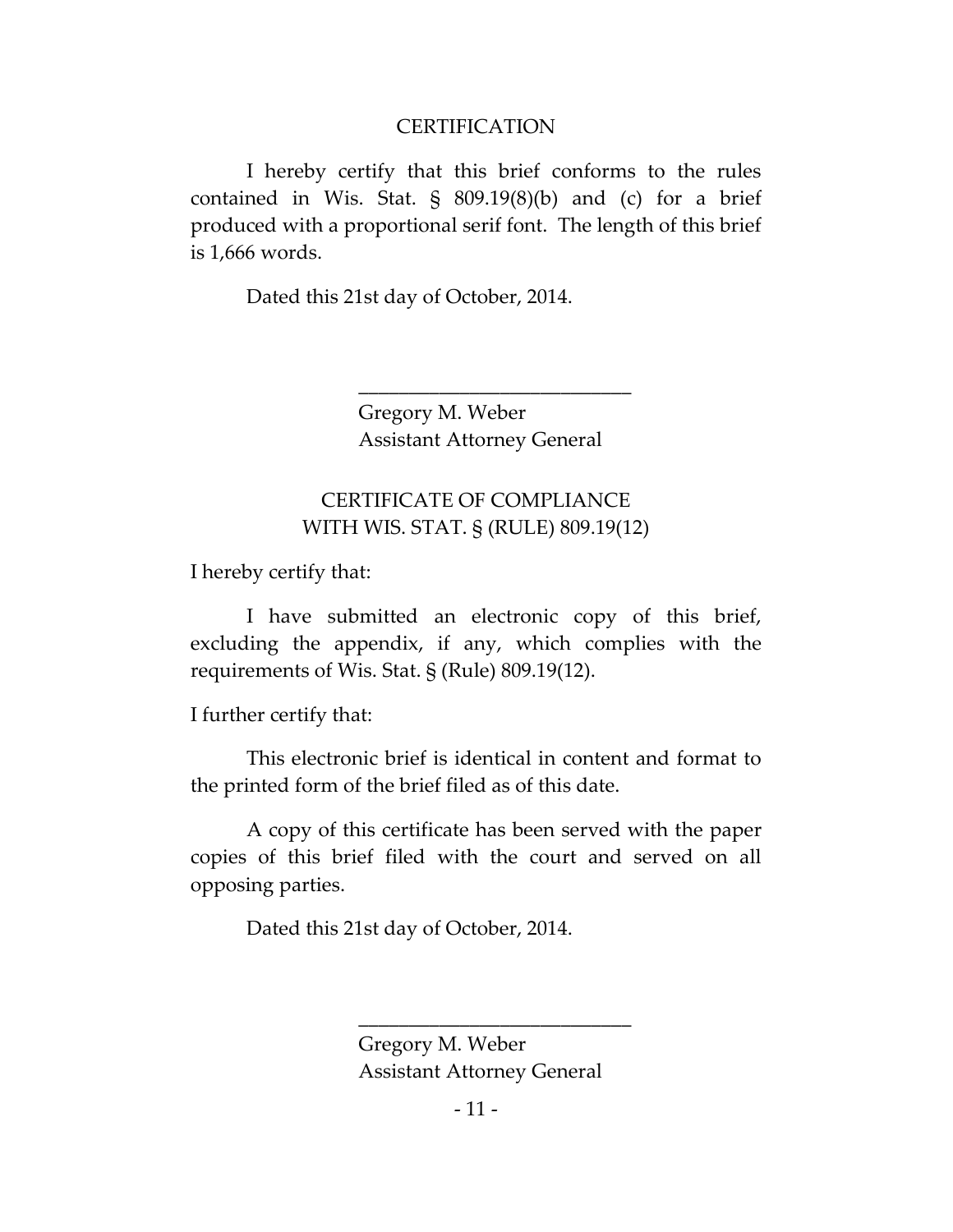## CERTIFICATION

I hereby certify that this brief conforms to the rules contained in Wis. Stat. § 809.19(8)(b) and (c) for a brief produced with a proportional serif font. The length of this brief is 1,666 words.

Dated this 21st day of October, 2014.

\_\_\_\_\_\_\_\_\_\_\_\_\_\_\_\_\_\_\_\_\_\_\_\_\_\_\_\_

Gregory M. Weber
Assistant Attorney General

## CERTIFICATE OF COMPLIANCE WITH WIS. STAT. § (RULE) 809.19(12)

I hereby certify that:

I have submitted an electronic copy of this brief, excluding the appendix, if any, which complies with the requirements of Wis. Stat. § (Rule) 809.19(12).

I further certify that:

This electronic brief is identical in content and format to the printed form of the brief filed as of this date.

A copy of this certificate has been served with the paper copies of this brief filed with the court and served on all opposing parties.

Dated this 21st day of October, 2014.

\_\_\_\_\_\_\_\_\_\_\_\_\_\_\_\_\_\_\_\_\_\_\_\_\_\_\_\_

Gregory M. Weber
Assistant Attorney General